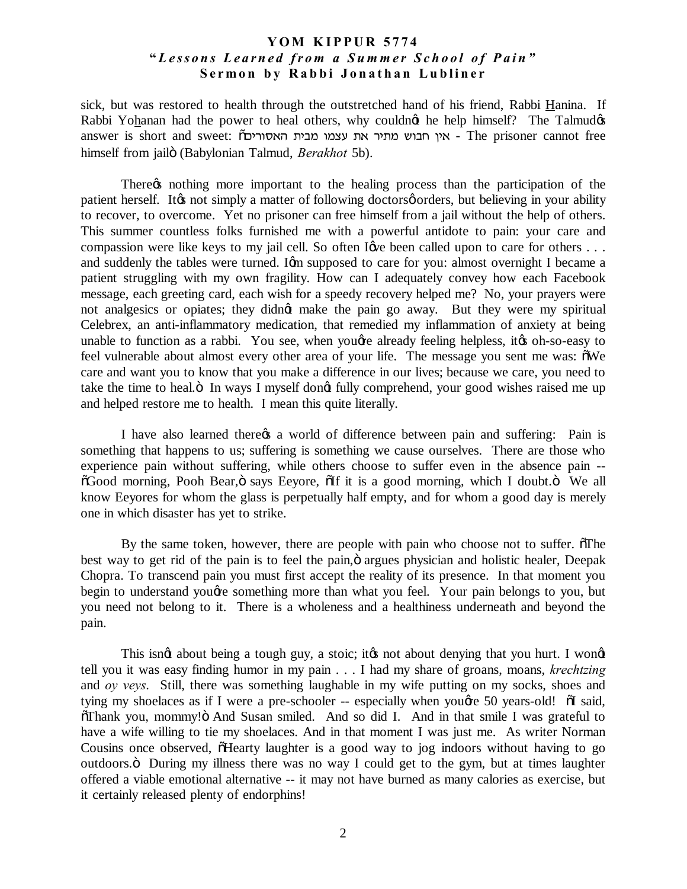sick, but was restored to health through the outstretched hand of his friend, Rabbi Hanina. If Rabbi Yohanan had the power to heal others, why couldn't he help himself? The Talmud's answer is short and sweet: "אין חבוש מתיר את עצמו מבית האסורים - The prisoner cannot free himself from jail" (Babylonian Talmud, *Berakhot* 5b).

There's nothing more important to the healing process than the participation of the patient herself. It's not simply a matter of following doctors' orders, but believing in your ability to recover, to overcome. Yet no prisoner can free himself from a jail without the help of others. This summer countless folks furnished me with a powerful antidote to pain: your care and compassion were like keys to my jail cell. So often I've been called upon to care for others . . . and suddenly the tables were turned. I'm supposed to care for you: almost overnight I became a patient struggling with my own fragility. How can I adequately convey how each Facebook message, each greeting card, each wish for a speedy recovery helped me? No, your prayers were not analgesics or opiates; they didn't make the pain go away. But they were my spiritual Celebrex, an anti-inflammatory medication, that remedied my inflammation of anxiety at being unable to function as a rabbi. You see, when you're already feeling helpless, it's oh-so-easy to feel vulnerable about almost every other area of your life. The message you sent me was: "We care and want you to know that you make a difference in our lives; because we care, you need to take the time to heal." In ways I myself don't fully comprehend, your good wishes raised me up and helped restore me to health. I mean this quite literally.

I have also learned there's a world of difference between pain and suffering: Pain is something that happens to us; suffering is something we cause ourselves. There are those who experience pain without suffering, while others choose to suffer even in the absence pain -- "Good morning, Pooh Bear," says Eeyore, "If it is a good morning, which I doubt." We all know Eeyores for whom the glass is perpetually half empty, and for whom a good day is merely one in which disaster has yet to strike.

By the same token, however, there are people with pain who choose not to suffer. "The best way to get rid of the pain is to feel the pain," argues physician and holistic healer, Deepak Chopra. To transcend pain you must first accept the reality of its presence. In that moment you begin to understand you're something more than what you feel. Your pain belongs to you, but you need not belong to it. There is a wholeness and a healthiness underneath and beyond the pain.

This isn't about being a tough guy, a stoic; it's not about denying that you hurt. I won't tell you it was easy finding humor in my pain . . . I had my share of groans, moans, *krechtzing* and *oy veys*. Still, there was something laughable in my wife putting on my socks, shoes and tying my shoelaces as if I were a pre-schooler -- especially when you're 50 years-old! "I said, "Thank you, mommy!" And Susan smiled. And so did I. And in that smile I was grateful to have a wife willing to tie my shoelaces. And in that moment I was just me. As writer Norman Cousins once observed, "Hearty laughter is a good way to jog indoors without having to go outdoors." During my illness there was no way I could get to the gym, but at times laughter offered a viable emotional alternative -- it may not have burned as many calories as exercise, but it certainly released plenty of endorphins!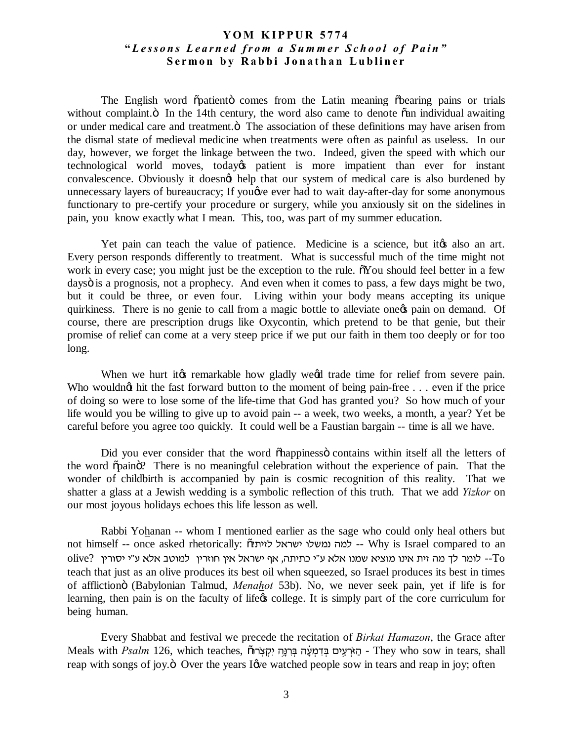**YOM KIPPUR 5774**
**"*Lessons Learned from a Summer School of Pain*"**
**Sermon by Rabbi Jonathan Lubliner**

The English word "patient" comes from the Latin meaning "bearing pains or trials without complaint." In the 14th century, the word also came to denote "an individual awaiting or under medical care and treatment." The association of these definitions may have arisen from the dismal state of medieval medicine when treatments were often as painful as useless. In our day, however, we forget the linkage between the two. Indeed, given the speed with which our technological world moves, today's patient is more impatient than ever for instant convalescence. Obviously it doesn't help that our system of medical care is also burdened by unnecessary layers of bureaucracy; If you've ever had to wait day-after-day for some anonymous functionary to pre-certify your procedure or surgery, while you anxiously sit on the sidelines in pain, you know exactly what I mean. This, too, was part of my summer education.

Yet pain can teach the value of patience. Medicine is a science, but it's also an art. Every person responds differently to treatment. What is successful much of the time might not work in every case; you might just be the exception to the rule. "You should feel better in a few days" is a prognosis, not a prophecy. And even when it comes to pass, a few days might be two, but it could be three, or even four. Living within your body means accepting its unique quirkiness. There is no genie to call from a magic bottle to alleviate one's pain on demand. Of course, there are prescription drugs like Oxycontin, which pretend to be that genie, but their promise of relief can come at a very steep price if we put our faith in them too deeply or for too long.

When we hurt it's remarkable how gladly we'd trade time for relief from severe pain. Who wouldn't hit the fast forward button to the moment of being pain-free . . . even if the price of doing so were to lose some of the life-time that God has granted you? So how much of your life would you be willing to give up to avoid pain -- a week, two weeks, a month, a year? Yet be careful before you agree too quickly. It could well be a Faustian bargain -- time is all we have.

Did you ever consider that the word "happiness" contains within itself all the letters of the word "pain"? There is no meaningful celebration without the experience of pain. That the wonder of childbirth is accompanied by pain is cosmic recognition of this reality. That we shatter a glass at a Jewish wedding is a symbolic reflection of this truth. That we add *Yizkor* on our most joyous holidays echoes this life lesson as well.

Rabbi Yo<u>h</u>anan -- whom I mentioned earlier as the sage who could only heal others but not himself -- once asked rhetorically: "למה נמשלו ישראל לזית? -- Why is Israel compared to an olive? לומר לך מה זית אינו מוציא שמנו אלא ע"י כתיתה, אף ישראל אין חוזרין למוטב אלא ע"י יסורין --To teach that just as an olive produces its best oil when squeezed, so Israel produces its best in times of affliction" (Babylonian Talmud, *Mena<u>h</u>ot* 53b). No, we never seek pain, yet if life is for learning, then pain is on the faculty of life's college. It is simply part of the core curriculum for being human.

Every Shabbat and festival we precede the recitation of *Birkat Hamazon*, the Grace after Meals with *Psalm* 126, which teaches, "הַזֹּרְעִים בְּדִמְעָה בְּרִנָּה יִקְצֹרוּ - They who sow in tears, shall reap with songs of joy." Over the years I've watched people sow in tears and reap in joy; often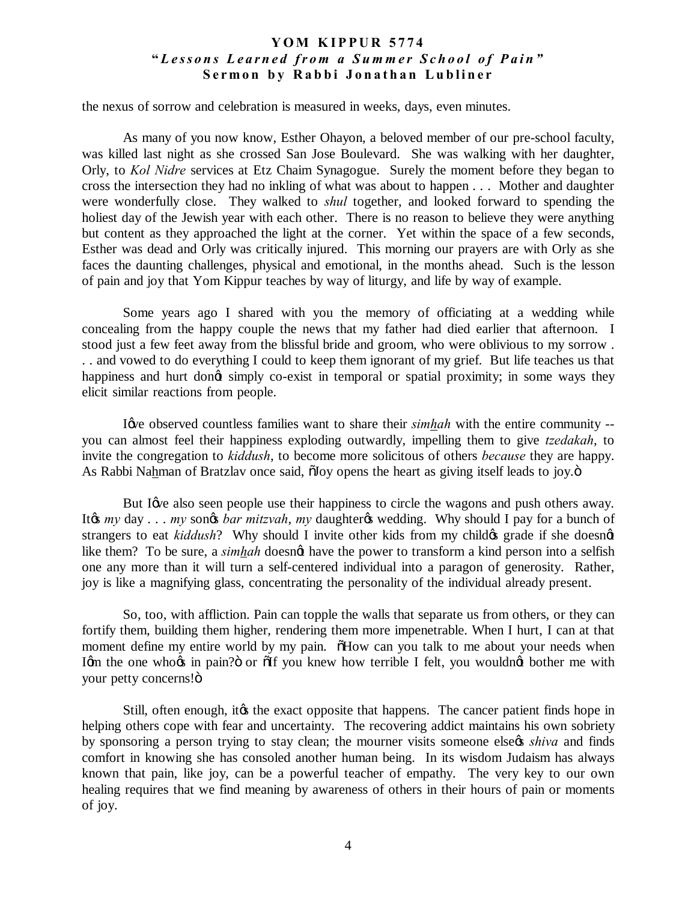the nexus of sorrow and celebration is measured in weeks, days, even minutes.

As many of you now know, Esther Ohayon, a beloved member of our pre-school faculty, was killed last night as she crossed San Jose Boulevard. She was walking with her daughter, Orly, to *Kol Nidre* services at Etz Chaim Synagogue. Surely the moment before they began to cross the intersection they had no inkling of what was about to happen . . . Mother and daughter were wonderfully close. They walked to *shul* together, and looked forward to spending the holiest day of the Jewish year with each other. There is no reason to believe they were anything but content as they approached the light at the corner. Yet within the space of a few seconds, Esther was dead and Orly was critically injured. This morning our prayers are with Orly as she faces the daunting challenges, physical and emotional, in the months ahead. Such is the lesson of pain and joy that Yom Kippur teaches by way of liturgy, and life by way of example.

Some years ago I shared with you the memory of officiating at a wedding while concealing from the happy couple the news that my father had died earlier that afternoon. I stood just a few feet away from the blissful bride and groom, who were oblivious to my sorrow . . . and vowed to do everything I could to keep them ignorant of my grief. But life teaches us that happiness and hurt don't simply co-exist in temporal or spatial proximity; in some ways they elicit similar reactions from people.

I've observed countless families want to share their *simhah* with the entire community -- you can almost feel their happiness exploding outwardly, impelling them to give *tzedakah*, to invite the congregation to *kiddush*, to become more solicitous of others *because* they are happy. As Rabbi Nahman of Bratzlav once said, "Joy opens the heart as giving itself leads to joy."

But I've also seen people use their happiness to circle the wagons and push others away. It's *my* day . . . *my* son's *bar mitzvah*, *my* daughter's wedding. Why should I pay for a bunch of strangers to eat *kiddush*? Why should I invite other kids from my child's grade if she doesn't like them? To be sure, a *simhah* doesn't have the power to transform a kind person into a selfish one any more than it will turn a self-centered individual into a paragon of generosity. Rather, joy is like a magnifying glass, concentrating the personality of the individual already present.

So, too, with affliction. Pain can topple the walls that separate us from others, or they can fortify them, building them higher, rendering them more impenetrable. When I hurt, I can at that moment define my entire world by my pain. "How can you talk to me about your needs when I'm the one who's in pain?" or "If you knew how terrible I felt, you wouldn't bother me with your petty concerns!"

Still, often enough, it's the exact opposite that happens. The cancer patient finds hope in helping others cope with fear and uncertainty. The recovering addict maintains his own sobriety by sponsoring a person trying to stay clean; the mourner visits someone else's *shiva* and finds comfort in knowing she has consoled another human being. In its wisdom Judaism has always known that pain, like joy, can be a powerful teacher of empathy. The very key to our own healing requires that we find meaning by awareness of others in their hours of pain or moments of joy.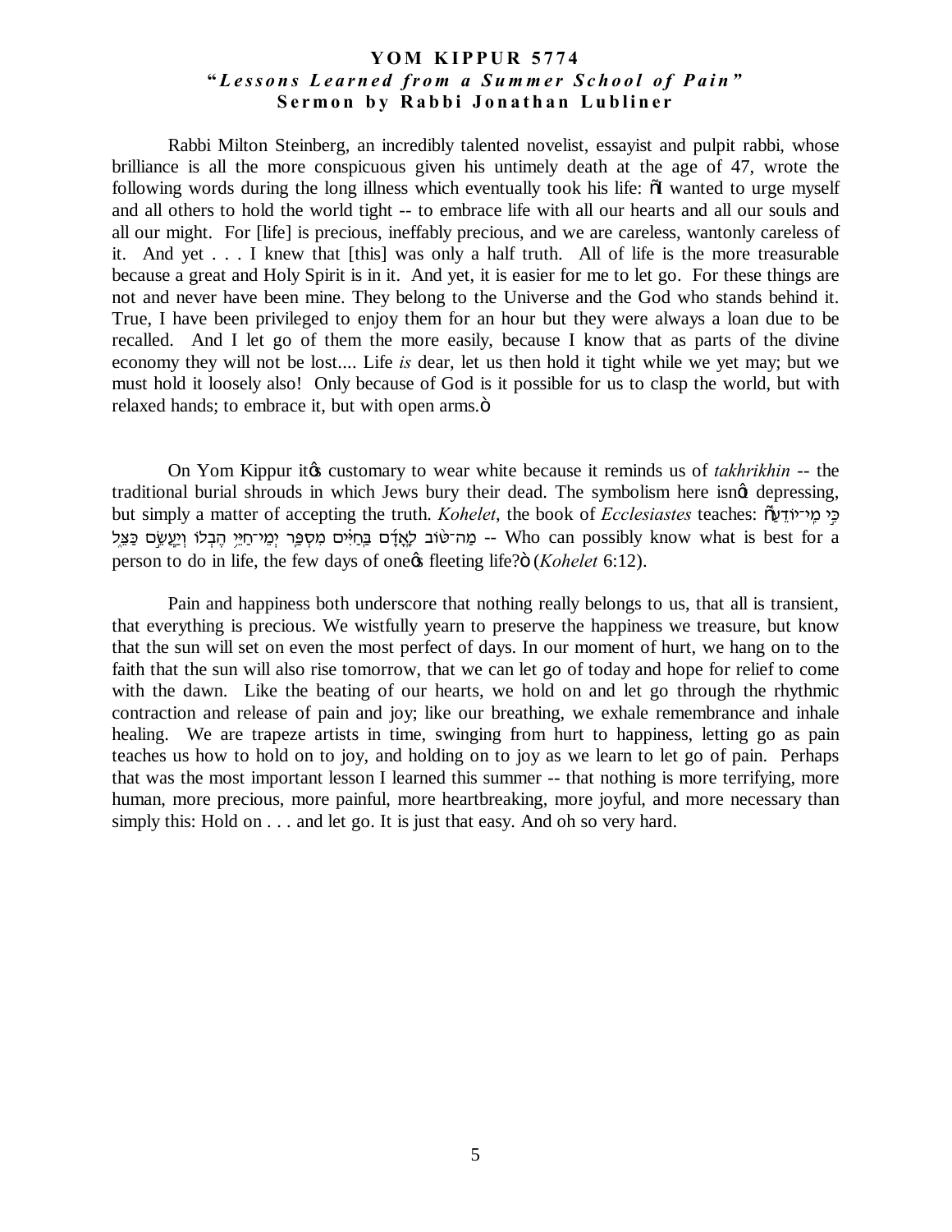**YOM KIPPUR 5774**
**"*Lessons Learned from a Summer School of Pain*"**
**Sermon by Rabbi Jonathan Lubliner**

Rabbi Milton Steinberg, an incredibly talented novelist, essayist and pulpit rabbi, whose brilliance is all the more conspicuous given his untimely death at the age of 47, wrote the following words during the long illness which eventually took his life: "I wanted to urge myself and all others to hold the world tight -- to embrace life with all our hearts and all our souls and all our might. For [life] is precious, ineffably precious, and we are careless, wantonly careless of it. And yet . . . I knew that [this] was only a half truth. All of life is the more treasurable because a great and Holy Spirit is in it. And yet, it is easier for me to let go. For these things are not and never have been mine. They belong to the Universe and the God who stands behind it. True, I have been privileged to enjoy them for an hour but they were always a loan due to be recalled. And I let go of them the more easily, because I know that as parts of the divine economy they will not be lost.... Life *is* dear, let us then hold it tight while we yet may; but we must hold it loosely also! Only because of God is it possible for us to clasp the world, but with relaxed hands; to embrace it, but with open arms."

On Yom Kippur it's customary to wear white because it reminds us of *takhrikhin* -- the traditional burial shrouds in which Jews bury their dead. The symbolism here isn't depressing, but simply a matter of accepting the truth. *Kohelet*, the book of *Ecclesiastes* teaches: "כִּי מִי־יוֹדֵעַ מַה־טּוֹב לָאָדָם בַּחַיִּים מִסְפַּר יְמֵי־חַיֵּי הֶבְלוֹ וְיַעֲשֵׂם כַּצֵּל -- Who can possibly know what is best for a person to do in life, the few days of one's fleeting life?" (*Kohelet* 6:12).

Pain and happiness both underscore that nothing really belongs to us, that all is transient, that everything is precious. We wistfully yearn to preserve the happiness we treasure, but know that the sun will set on even the most perfect of days. In our moment of hurt, we hang on to the faith that the sun will also rise tomorrow, that we can let go of today and hope for relief to come with the dawn. Like the beating of our hearts, we hold on and let go through the rhythmic contraction and release of pain and joy; like our breathing, we exhale remembrance and inhale healing. We are trapeze artists in time, swinging from hurt to happiness, letting go as pain teaches us how to hold on to joy, and holding on to joy as we learn to let go of pain. Perhaps that was the most important lesson I learned this summer -- that nothing is more terrifying, more human, more precious, more painful, more heartbreaking, more joyful, and more necessary than simply this: Hold on . . . and let go. It is just that easy. And oh so very hard.